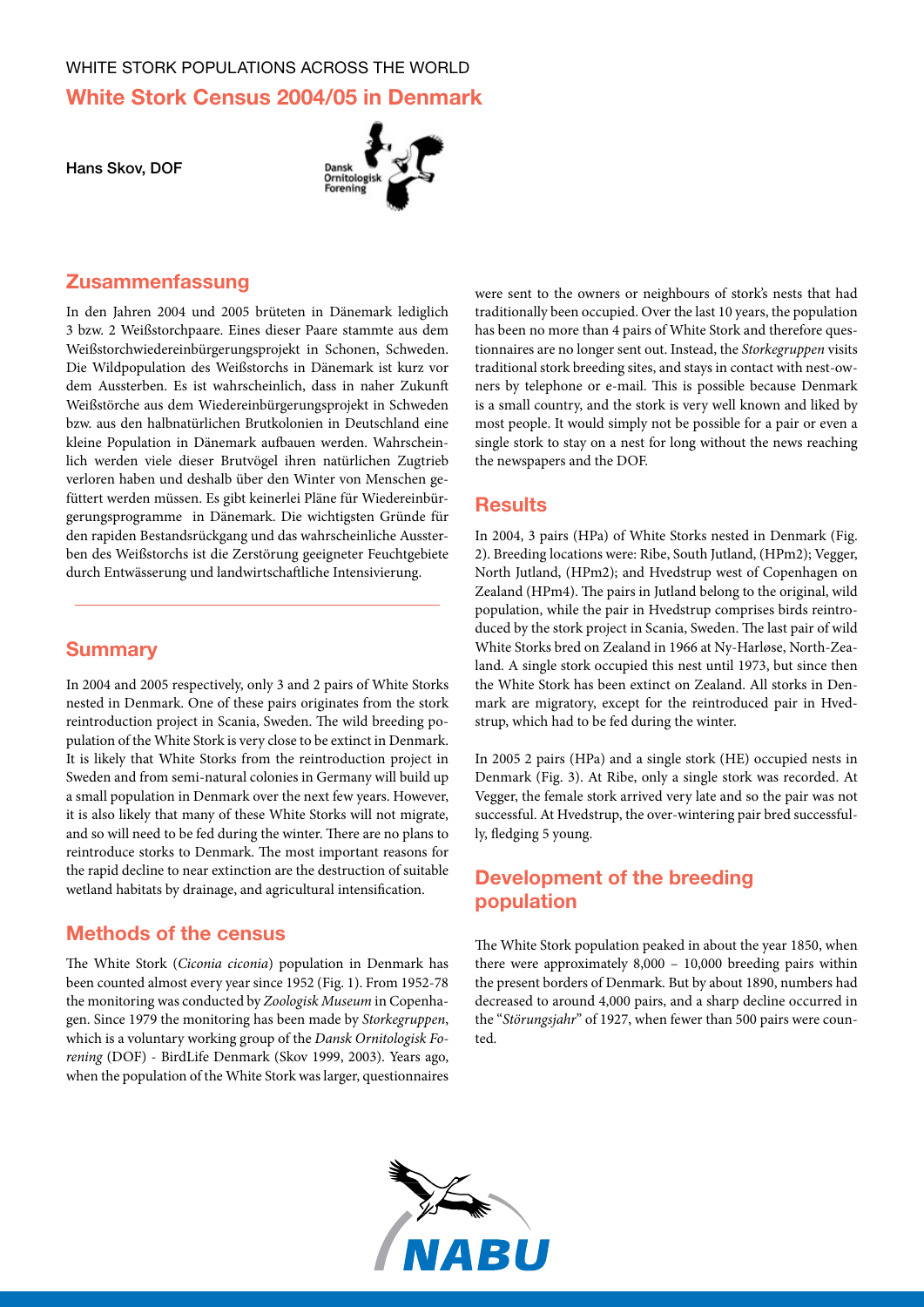WHITE STORK POPULATIONS ACROSS THE WORLD

# White Stork Census 2004/05 in Denmark

**Hans Skov, DOF**

## Zusammenfassung

In den Jahren 2004 und 2005 brüteten in Dänemark lediglich 3 bzw. 2 Weißstorchpaare. Eines dieser Paare stammte aus dem Weißstorchwiedereinbürgerungsprojekt in Schonen, Schweden. Die Wildpopulation des Weißstorchs in Dänemark ist kurz vor dem Aussterben. Es ist wahrscheinlich, dass in naher Zukunft Weißstörche aus dem Wiedereinbürgerungsprojekt in Schweden bzw. aus den halbnatürlichen Brutkolonien in Deutschland eine kleine Population in Dänemark aufbauen werden. Wahrscheinlich werden viele dieser Brutvögel ihren natürlichen Zugtrieb verloren haben und deshalb über den Winter von Menschen gefüttert werden müssen. Es gibt keinerlei Pläne für Wiedereinbürgerungsprogramme in Dänemark. Die wichtigsten Gründe für den rapiden Bestandsrückgang und das wahrscheinliche Aussterben des Weißstorchs ist die Zerstörung geeigneter Feuchtgebiete durch Entwässerung und landwirtschaftliche Intensivierung.

## Summary

In 2004 and 2005 respectively, only 3 and 2 pairs of White Storks nested in Denmark. One of these pairs originates from the stork reintroduction project in Scania, Sweden. The wild breeding population of the White Stork is very close to be extinct in Denmark. It is likely that White Storks from the reintroduction project in Sweden and from semi-natural colonies in Germany will build up a small population in Denmark over the next few years. However, it is also likely that many of these White Storks will not migrate, and so will need to be fed during the winter. There are no plans to reintroduce storks to Denmark. The most important reasons for the rapid decline to near extinction are the destruction of suitable wetland habitats by drainage, and agricultural intensification.

## Methods of the census

The White Stork (*Ciconia ciconia*) population in Denmark has been counted almost every year since 1952 (Fig. 1). From 1952-78 the monitoring was conducted by *Zoologisk Museum* in Copenhagen. Since 1979 the monitoring has been made by *Storkegruppen*, which is a voluntary working group of the *Dansk Ornitologisk Forening* (DOF) - BirdLife Denmark (Skov 1999, 2003). Years ago, when the population of the White Stork was larger, questionnaires were sent to the owners or neighbours of stork's nests that had traditionally been occupied. Over the last 10 years, the population has been no more than 4 pairs of White Stork and therefore questionnaires are no longer sent out. Instead, the *Storkegruppen* visits traditional stork breeding sites, and stays in contact with nest-owners by telephone or e-mail. This is possible because Denmark is a small country, and the stork is very well known and liked by most people. It would simply not be possible for a pair or even a single stork to stay on a nest for long without the news reaching the newspapers and the DOF.

## Results

In 2004, 3 pairs (HPa) of White Storks nested in Denmark (Fig. 2). Breeding locations were: Ribe, South Jutland, (HPm2); Vegger, North Jutland, (HPm2); and Hvedstrup west of Copenhagen on Zealand (HPm4). The pairs in Jutland belong to the original, wild population, while the pair in Hvedstrup comprises birds reintroduced by the stork project in Scania, Sweden. The last pair of wild White Storks bred on Zealand in 1966 at Ny-Harløse, North-Zealand. A single stork occupied this nest until 1973, but since then the White Stork has been extinct on Zealand. All storks in Denmark are migratory, except for the reintroduced pair in Hvedstrup, which had to be fed during the winter.

In 2005 2 pairs (HPa) and a single stork (HE) occupied nests in Denmark (Fig. 3). At Ribe, only a single stork was recorded. At Vegger, the female stork arrived very late and so the pair was not successful. At Hvedstrup, the over-wintering pair bred successfully, fledging 5 young.

## Development of the breeding population

The White Stork population peaked in about the year 1850, when there were approximately 8,000 – 10,000 breeding pairs within the present borders of Denmark. But by about 1890, numbers had decreased to around 4,000 pairs, and a sharp decline occurred in the "*Störungsjahr*" of 1927, when fewer than 500 pairs were counted.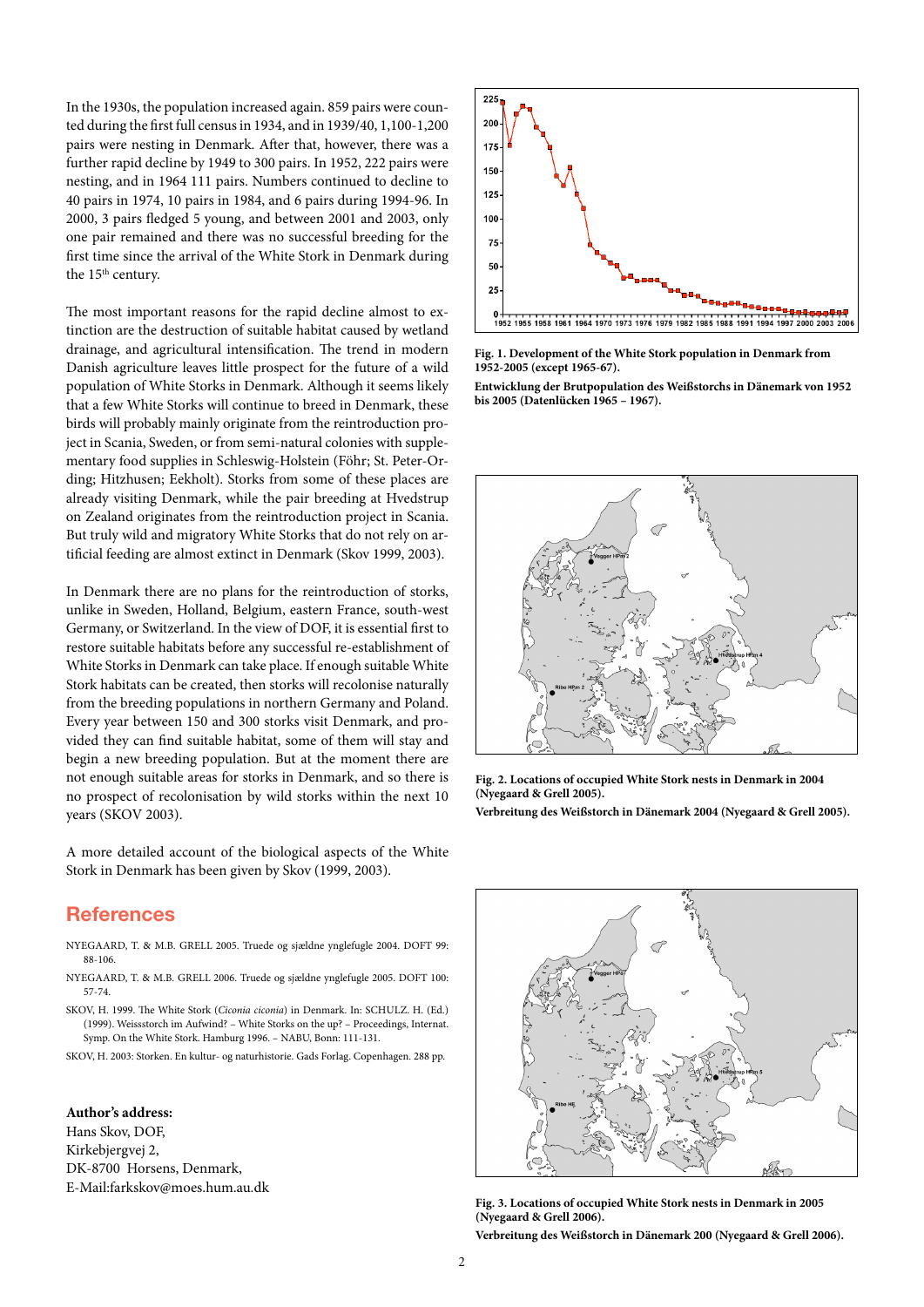In the 1930s, the population increased again. 859 pairs were counted during the first full census in 1934, and in 1939/40, 1,100-1,200 pairs were nesting in Denmark. After that, however, there was a further rapid decline by 1949 to 300 pairs. In 1952, 222 pairs were nesting, and in 1964 111 pairs. Numbers continued to decline to 40 pairs in 1974, 10 pairs in 1984, and 6 pairs during 1994-96. In 2000, 3 pairs fledged 5 young, and between 2001 and 2003, only one pair remained and there was no successful breeding for the first time since the arrival of the White Stork in Denmark during the 15th century.

The most important reasons for the rapid decline almost to extinction are the destruction of suitable habitat caused by wetland drainage, and agricultural intensification. The trend in modern Danish agriculture leaves little prospect for the future of a wild population of White Storks in Denmark. Although it seems likely that a few White Storks will continue to breed in Denmark, these birds will probably mainly originate from the reintroduction project in Scania, Sweden, or from semi-natural colonies with supplementary food supplies in Schleswig-Holstein (Föhr; St. Peter-Ording; Hitzhusen; Eekholt). Storks from some of these places are already visiting Denmark, while the pair breeding at Hvedstrup on Zealand originates from the reintroduction project in Scania. But truly wild and migratory White Storks that do not rely on artificial feeding are almost extinct in Denmark (Skov 1999, 2003).

In Denmark there are no plans for the reintroduction of storks, unlike in Sweden, Holland, Belgium, eastern France, south-west Germany, or Switzerland. In the view of DOF, it is essential first to restore suitable habitats before any successful re-establishment of White Storks in Denmark can take place. If enough suitable White Stork habitats can be created, then storks will recolonise naturally from the breeding populations in northern Germany and Poland. Every year between 150 and 300 storks visit Denmark, and provided they can find suitable habitat, some of them will stay and begin a new breeding population. But at the moment there are not enough suitable areas for storks in Denmark, and so there is no prospect of recolonisation by wild storks within the next 10 years (SKOV 2003).

A more detailed account of the biological aspects of the White Stork in Denmark has been given by Skov (1999, 2003).

**Fig. 1. Development of the White Stork population in Denmark from 1952-2005 (except 1965-67).**

**Entwicklung der Brutpopulation des Weißstorchs in Dänemark von 1952 bis 2005 (Datenlücken 1965 – 1967).**

**Fig. 2. Locations of occupied White Stork nests in Denmark in 2004 (Nyegaard & Grell 2005).**

**Verbreitung des Weißstorch in Dänemark 2004 (Nyegaard & Grell 2005).**

**Fig. 3. Locations of occupied White Stork nests in Denmark in 2005 (Nyegaard & Grell 2006).**

**Verbreitung des Weißstorch in Dänemark 200 (Nyegaard & Grell 2006).**

## References

NYEGAARD, T. & M.B. GRELL 2005. Truede og sjældne ynglefugle 2004. DOFT 99: 88-106.

NYEGAARD, T. & M.B. GRELL 2006. Truede og sjældne ynglefugle 2005. DOFT 100: 57-74.

SKOV, H. 1999. The White Stork (*Ciconia ciconia*) in Denmark. In: SCHULZ. H. (Ed.) (1999). Weissstorch im Aufwind? – White Storks on the up? – Proceedings, Internat. Symp. On the White Stork. Hamburg 1996. – NABU, Bonn: 111-131.

SKOV, H. 2003: Storken. En kultur- og naturhistorie. Gads Forlag. Copenhagen. 288 pp.

**Author's address:**
Hans Skov, DOF,
Kirkebjergvej 2,
DK-8700 Horsens, Denmark,
E-Mail:farkskov@moes.hum.au.dk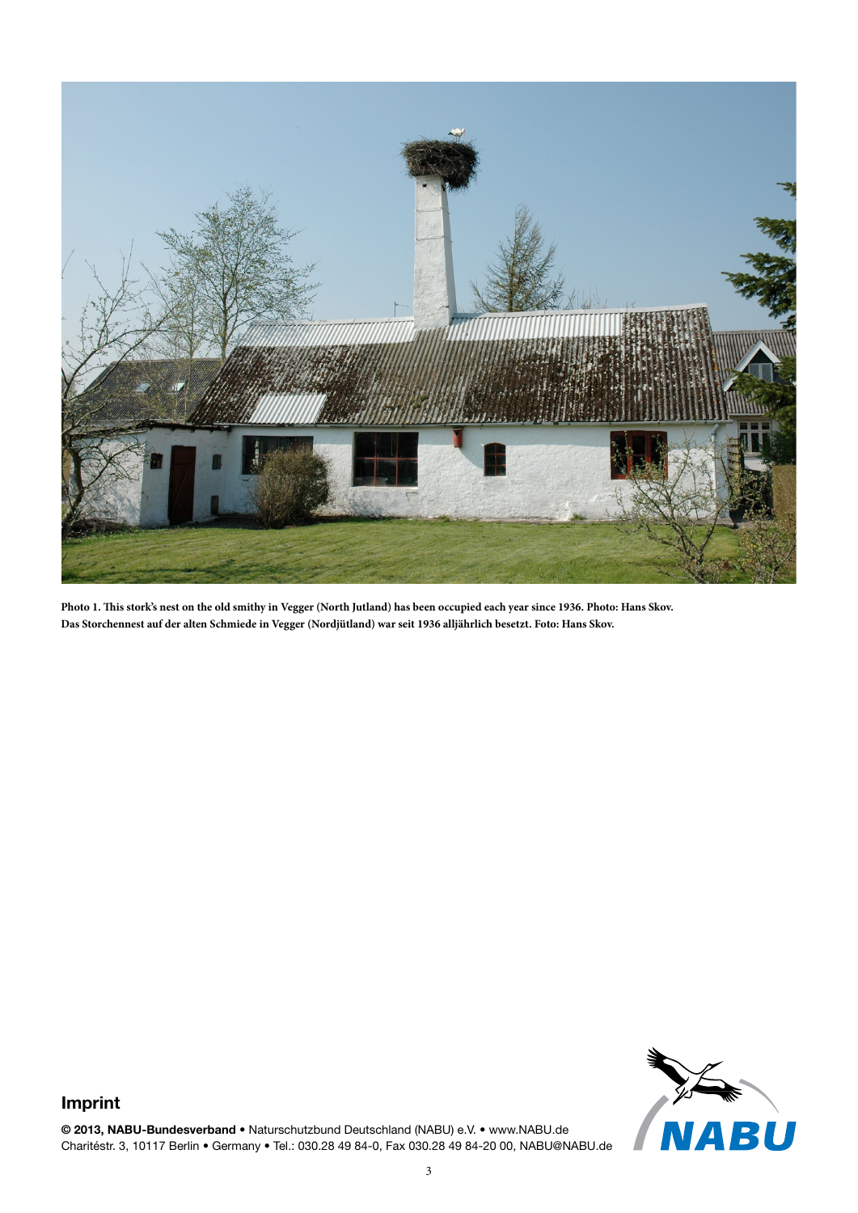**Photo 1. This stork's nest on the old smithy in Vegger (North Jutland) has been occupied each year since 1936. Photo: Hans Skov.**
**Das Storchennest auf der alten Schmiede in Vegger (Nordjütland) war seit 1936 alljährlich besetzt. Foto: Hans Skov.**

## Imprint

**© 2013, NABU-Bundesverband** • Naturschutzbund Deutschland (NABU) e.V. • www.NABU.de
Charitéstr. 3, 10117 Berlin • Germany • Tel.: 030.28 49 84-0, Fax 030.28 49 84-20 00, NABU@NABU.de